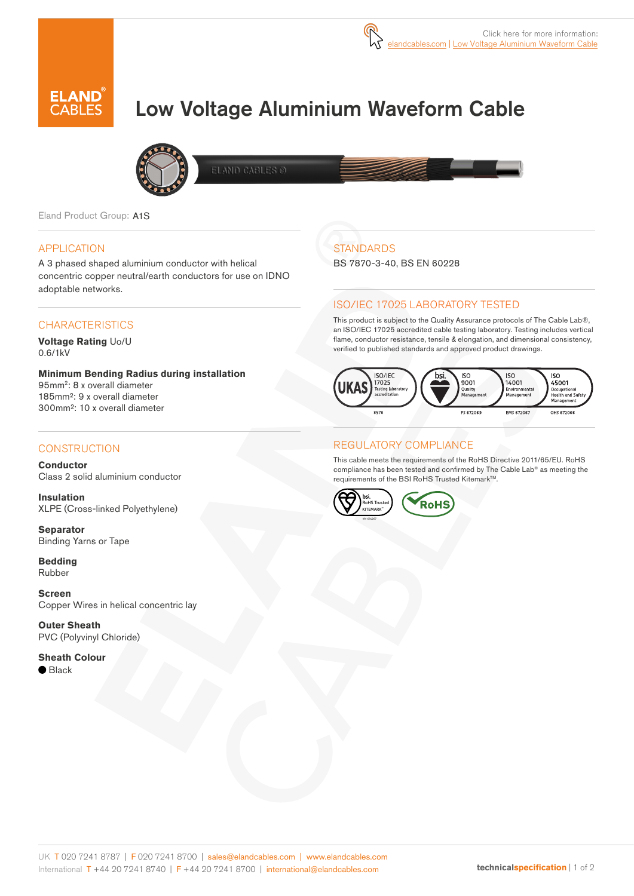Click here for more information:
elandcables.com | Low Voltage Aluminium Waveform Cable

# Low Voltage Aluminium Waveform Cable

Eland Product Group: A1S

## APPLICATION

A 3 phased shaped aluminium conductor with helical concentric copper neutral/earth conductors for use on IDNO adoptable networks.

## CHARACTERISTICS

**Voltage Rating** Uo/U
0.6/1kV

**Minimum Bending Radius during installation**
95mm²: 8 x overall diameter
185mm²: 9 x overall diameter
300mm²: 10 x overall diameter

## CONSTRUCTION

**Conductor**
Class 2 solid aluminium conductor

**Insulation**
XLPE (Cross-linked Polyethylene)

**Separator**
Binding Yarns or Tape

**Bedding**
Rubber

**Screen**
Copper Wires in helical concentric lay

**Outer Sheath**
PVC (Polyvinyl Chloride)

**Sheath Colour**
● Black

## STANDARDS

BS 7870-3-40, BS EN 60228

## ISO/IEC 17025 LABORATORY TESTED

This product is subject to the Quality Assurance protocols of The Cable Lab®, an ISO/IEC 17025 accredited cable testing laboratory. Testing includes vertical flame, conductor resistance, tensile & elongation, and dimensional consistency, verified to published standards and approved product drawings.

UKAS ISO/IEC 17025 Testing laboratory accreditation 8578
bsi. ISO 9001 Quality Management FS 672069
ISO 14001 Environmental Management EMS 672067
ISO 45001 Occupational Health and Safety Management OHS 672066

## REGULATORY COMPLIANCE

This cable meets the requirements of the RoHS Directive 2011/65/EU. RoHS compliance has been tested and confirmed by The Cable Lab® as meeting the requirements of the BSI RoHS Trusted Kitemark™.

bsi. RoHS Trusted KITEMARK™
RoHS

UK T 020 7241 8787 | F 020 7241 8700 | sales@elandcables.com | www.elandcables.com
International T +44 20 7241 8740 | F +44 20 7241 8700 | international@elandcables.com

technicalspecification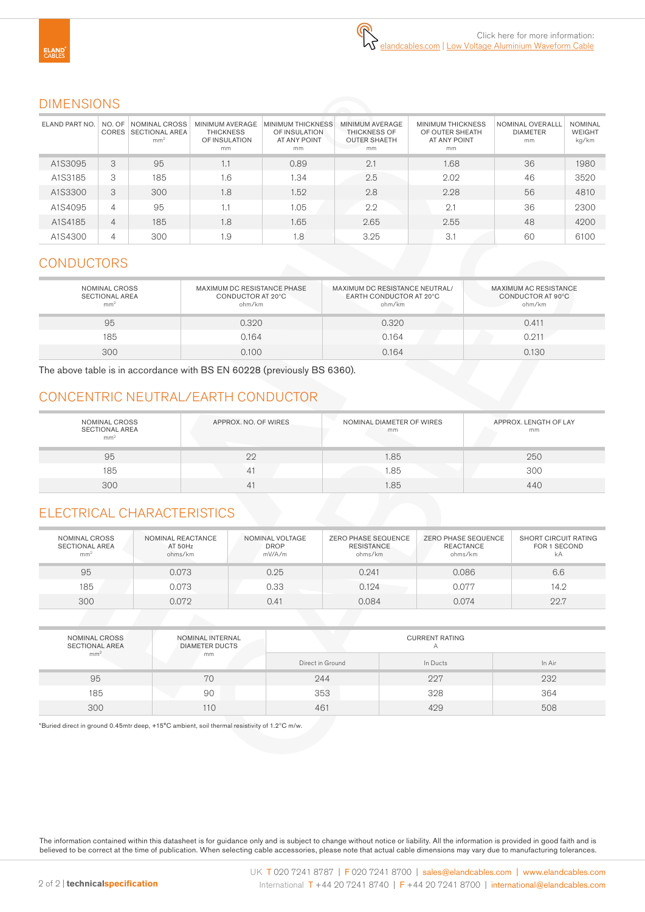Click here for more information:
elandcables.com | Low Voltage Aluminium Waveform Cable

## DIMENSIONS

| ELAND PART NO. | NO. OF CORES | NOMINAL CROSS SECTIONAL AREA $mm^2$ | MINIMUM AVERAGE THICKNESS OF INSULATION mm | MINIMUM THICKNESS OF INSULATION AT ANY POINT mm | MINIMUM AVERAGE THICKNESS OF OUTER SHAETH mm | MINIMUM THICKNESS OF OUTER SHEATH AT ANY POINT mm | NOMINAL OVERALLL DIAMETER mm | NOMINAL WEIGHT kg/km |
|---|---|---|---|---|---|---|---|---|
| A1S3095 | 3 | 95 | 1.1 | 0.89 | 2.1 | 1.68 | 36 | 1980 |
| A1S3185 | 3 | 185 | 1.6 | 1.34 | 2.5 | 2.02 | 46 | 3520 |
| A1S3300 | 3 | 300 | 1.8 | 1.52 | 2.8 | 2.28 | 56 | 4810 |
| A1S4095 | 4 | 95 | 1.1 | 1.05 | 2.2 | 2.1 | 36 | 2300 |
| A1S4185 | 4 | 185 | 1.8 | 1.65 | 2.65 | 2.55 | 48 | 4200 |
| A1S4300 | 4 | 300 | 1.9 | 1.8 | 3.25 | 3.1 | 60 | 6100 |

## CONDUCTORS

| NOMINAL CROSS SECTIONAL AREA $mm^2$ | MAXIMUM DC RESISTANCE PHASE CONDUCTOR AT 20°C ohm/km | MAXIMUM DC RESISTANCE NEUTRAL/ EARTH CONDUCTOR AT 20°C ohm/km | MAXIMUM AC RESISTANCE CONDUCTOR AT 90°C ohm/km |
|---|---|---|---|
| 95 | 0.320 | 0.320 | 0.411 |
| 185 | 0.164 | 0.164 | 0.211 |
| 300 | 0.100 | 0.164 | 0.130 |

The above table is in accordance with BS EN 60228 (previously BS 6360).

## CONCENTRIC NEUTRAL/EARTH CONDUCTOR

| NOMINAL CROSS SECTIONAL AREA $mm^2$ | APPROX. NO. OF WIRES | NOMINAL DIAMETER OF WIRES mm | APPROX. LENGTH OF LAY mm |
|---|---|---|---|
| 95 | 22 | 1.85 | 250 |
| 185 | 41 | 1.85 | 300 |
| 300 | 41 | 1.85 | 440 |

## ELECTRICAL CHARACTERISTICS

| NOMINAL CROSS SECTIONAL AREA $mm^2$ | NOMINAL REACTANCE AT 50Hz ohms/km | NOMINAL VOLTAGE DROP mV/A/m | ZERO PHASE SEQUENCE RESISTANCE ohms/km | ZERO PHASE SEQUENCE REACTANCE ohms/km | SHORT CIRCUIT RATING FOR 1 SECOND kA |
|---|---|---|---|---|---|
| 95 | 0.073 | 0.25 | 0.241 | 0.086 | 6.6 |
| 185 | 0.073 | 0.33 | 0.124 | 0.077 | 14.2 |
| 300 | 0.072 | 0.41 | 0.084 | 0.074 | 22.7 |

| NOMINAL CROSS SECTIONAL AREA $mm^2$ | NOMINAL INTERNAL DIAMETER DUCTS mm | CURRENT RATING A | | |
|---|---|---|---|---|
| | | Direct in Ground | In Ducts | In Air |
| 95 | 70 | 244 | 227 | 232 |
| 185 | 90 | 353 | 328 | 364 |
| 300 | 110 | 461 | 429 | 508 |

*Buried direct in ground 0.45mtr deep, +15°C ambient, soil thermal resistivity of 1.2°C m/w.

The information contained within this datasheet is for guidance only and is subject to change without notice or liability. All the information is provided in good faith and is believed to be correct at the time of publication. When selecting cable accessories, please note that actual cable dimensions may vary due to manufacturing tolerances.

UK T 020 7241 8787 | F 020 7241 8700 | sales@elandcables.com | www.elandcables.com
International T +44 20 7241 8740 | F +44 20 7241 8700 | international@elandcables.com